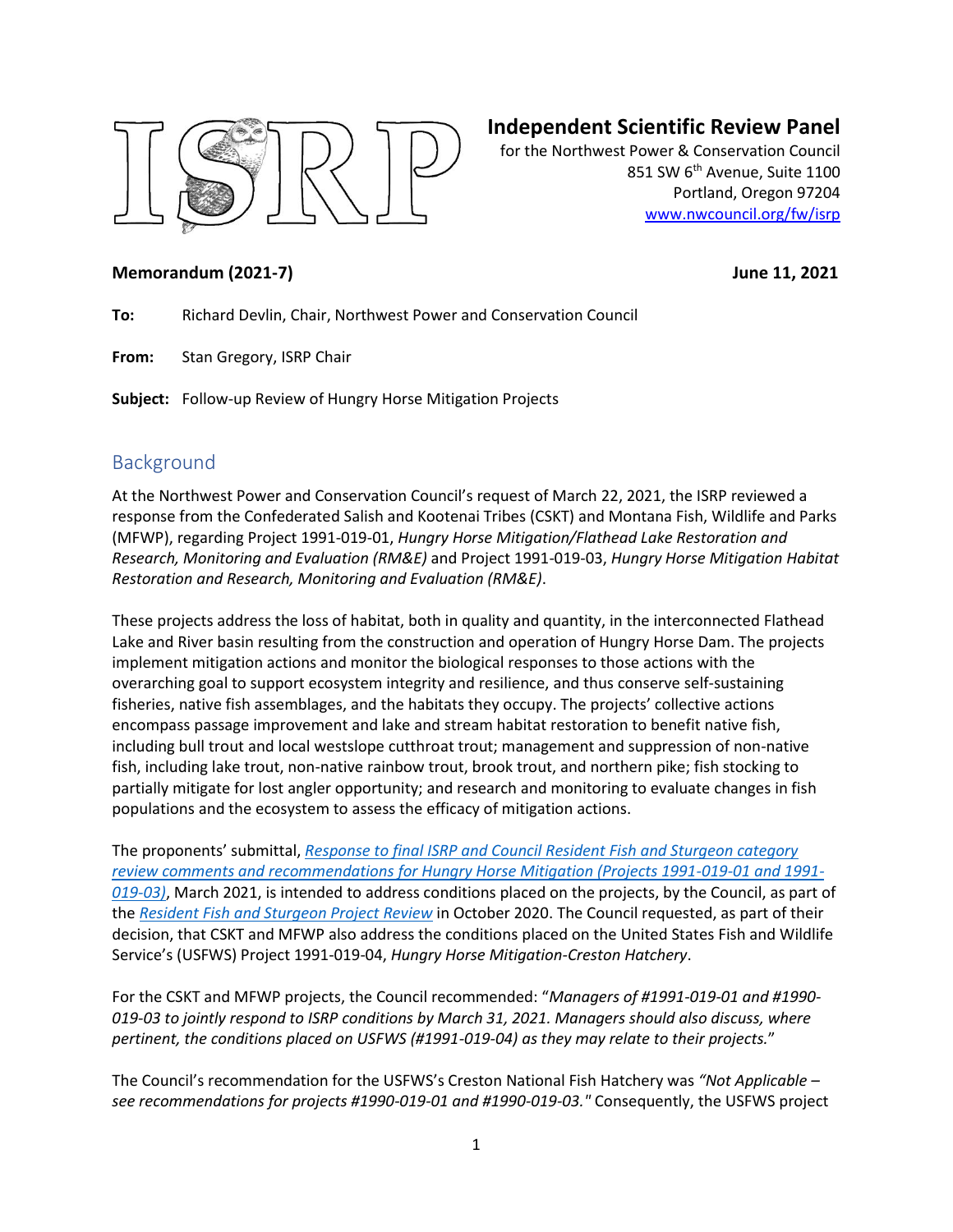# Independent Scientific Review Panel

for the Northwest Power & Conservation Council
851 SW 6th Avenue, Suite 1100
Portland, Oregon 97204
www.nwcouncil.org/fw/isrp

**Memorandum (2021-7)** **June 11, 2021**

**To:** Richard Devlin, Chair, Northwest Power and Conservation Council

**From:** Stan Gregory, ISRP Chair

**Subject:** Follow-up Review of Hungry Horse Mitigation Projects

## Background

At the Northwest Power and Conservation Council's request of March 22, 2021, the ISRP reviewed a response from the Confederated Salish and Kootenai Tribes (CSKT) and Montana Fish, Wildlife and Parks (MFWP), regarding Project 1991-019-01, *Hungry Horse Mitigation/Flathead Lake Restoration and Research, Monitoring and Evaluation (RM&E)* and Project 1991-019-03, *Hungry Horse Mitigation Habitat Restoration and Research, Monitoring and Evaluation (RM&E)*.

These projects address the loss of habitat, both in quality and quantity, in the interconnected Flathead Lake and River basin resulting from the construction and operation of Hungry Horse Dam. The projects implement mitigation actions and monitor the biological responses to those actions with the overarching goal to support ecosystem integrity and resilience, and thus conserve self-sustaining fisheries, native fish assemblages, and the habitats they occupy. The projects' collective actions encompass passage improvement and lake and stream habitat restoration to benefit native fish, including bull trout and local westslope cutthroat trout; management and suppression of non-native fish, including lake trout, non-native rainbow trout, brook trout, and northern pike; fish stocking to partially mitigate for lost angler opportunity; and research and monitoring to evaluate changes in fish populations and the ecosystem to assess the efficacy of mitigation actions.

The proponents' submittal, *Response to final ISRP and Council Resident Fish and Sturgeon category review comments and recommendations for Hungry Horse Mitigation (Projects 1991-019-01 and 1991-019-03)*, March 2021, is intended to address conditions placed on the projects, by the Council, as part of the *Resident Fish and Sturgeon Project Review* in October 2020. The Council requested, as part of their decision, that CSKT and MFWP also address the conditions placed on the United States Fish and Wildlife Service's (USFWS) Project 1991-019-04, *Hungry Horse Mitigation-Creston Hatchery*.

For the CSKT and MFWP projects, the Council recommended: "*Managers of #1991-019-01 and #1990-019-03 to jointly respond to ISRP conditions by March 31, 2021. Managers should also discuss, where pertinent, the conditions placed on USFWS (#1991-019-04) as they may relate to their projects.*"

The Council's recommendation for the USFWS's Creston National Fish Hatchery was *"Not Applicable – see recommendations for projects #1990-019-01 and #1990-019-03."* Consequently, the USFWS project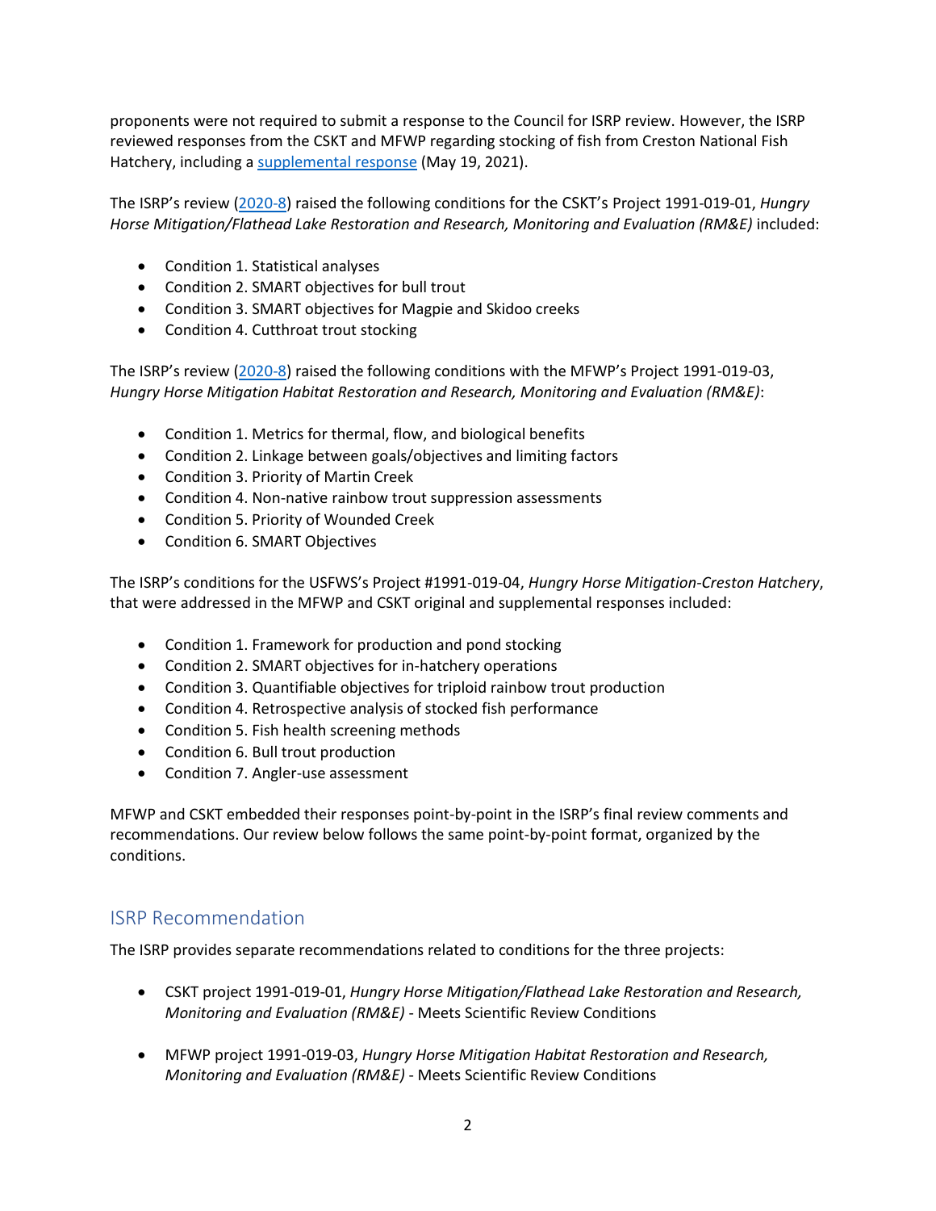proponents were not required to submit a response to the Council for ISRP review. However, the ISRP reviewed responses from the CSKT and MFWP regarding stocking of fish from Creston National Fish Hatchery, including a [supplemental response](supplemental response) (May 19, 2021).

The ISRP's review ([2020-8](2020-8)) raised the following conditions for the CSKT's Project 1991-019-01, *Hungry Horse Mitigation/Flathead Lake Restoration and Research, Monitoring and Evaluation (RM&E)* included:

- Condition 1. Statistical analyses
- Condition 2. SMART objectives for bull trout
- Condition 3. SMART objectives for Magpie and Skidoo creeks
- Condition 4. Cutthroat trout stocking

The ISRP's review ([2020-8](2020-8)) raised the following conditions with the MFWP's Project 1991-019-03, *Hungry Horse Mitigation Habitat Restoration and Research, Monitoring and Evaluation (RM&E)*:

- Condition 1. Metrics for thermal, flow, and biological benefits
- Condition 2. Linkage between goals/objectives and limiting factors
- Condition 3. Priority of Martin Creek
- Condition 4. Non-native rainbow trout suppression assessments
- Condition 5. Priority of Wounded Creek
- Condition 6. SMART Objectives

The ISRP's conditions for the USFWS's Project #1991-019-04, *Hungry Horse Mitigation-Creston Hatchery*, that were addressed in the MFWP and CSKT original and supplemental responses included:

- Condition 1. Framework for production and pond stocking
- Condition 2. SMART objectives for in-hatchery operations
- Condition 3. Quantifiable objectives for triploid rainbow trout production
- Condition 4. Retrospective analysis of stocked fish performance
- Condition 5. Fish health screening methods
- Condition 6. Bull trout production
- Condition 7. Angler-use assessment

MFWP and CSKT embedded their responses point-by-point in the ISRP's final review comments and recommendations. Our review below follows the same point-by-point format, organized by the conditions.

## ISRP Recommendation

The ISRP provides separate recommendations related to conditions for the three projects:

- CSKT project 1991-019-01, *Hungry Horse Mitigation/Flathead Lake Restoration and Research, Monitoring and Evaluation (RM&E)* - Meets Scientific Review Conditions

- MFWP project 1991-019-03, *Hungry Horse Mitigation Habitat Restoration and Research, Monitoring and Evaluation (RM&E)* - Meets Scientific Review Conditions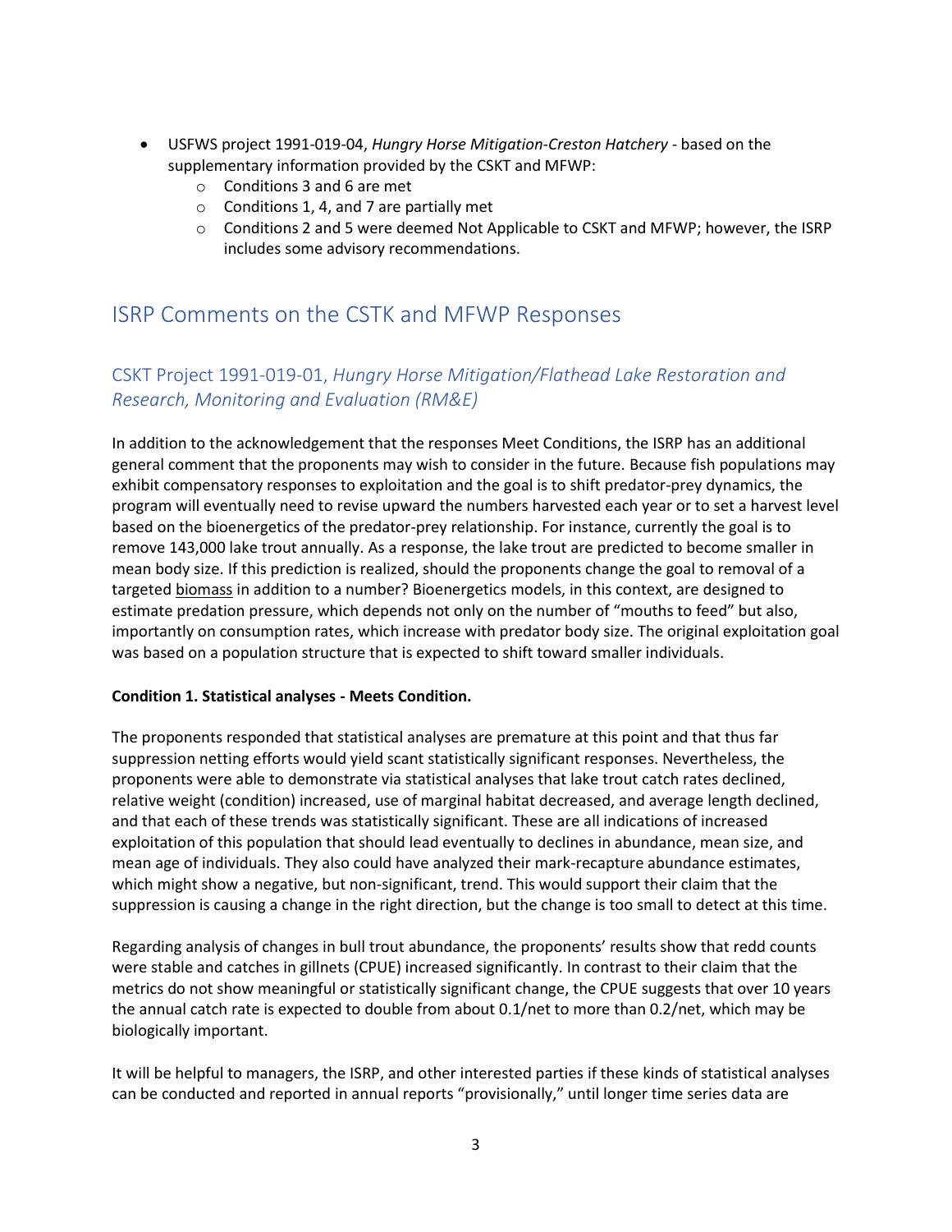- USFWS project 1991-019-04, *Hungry Horse Mitigation-Creston Hatchery* - based on the supplementary information provided by the CSKT and MFWP:
  - Conditions 3 and 6 are met
  - Conditions 1, 4, and 7 are partially met
  - Conditions 2 and 5 were deemed Not Applicable to CSKT and MFWP; however, the ISRP includes some advisory recommendations.

## ISRP Comments on the CSTK and MFWP Responses

### CSKT Project 1991-019-01, *Hungry Horse Mitigation/Flathead Lake Restoration and Research, Monitoring and Evaluation (RM&E)*

In addition to the acknowledgement that the responses Meet Conditions, the ISRP has an additional general comment that the proponents may wish to consider in the future. Because fish populations may exhibit compensatory responses to exploitation and the goal is to shift predator-prey dynamics, the program will eventually need to revise upward the numbers harvested each year or to set a harvest level based on the bioenergetics of the predator-prey relationship. For instance, currently the goal is to remove 143,000 lake trout annually. As a response, the lake trout are predicted to become smaller in mean body size. If this prediction is realized, should the proponents change the goal to removal of a targeted biomass in addition to a number? Bioenergetics models, in this context, are designed to estimate predation pressure, which depends not only on the number of "mouths to feed" but also, importantly on consumption rates, which increase with predator body size. The original exploitation goal was based on a population structure that is expected to shift toward smaller individuals.

**Condition 1. Statistical analyses - Meets Condition.**

The proponents responded that statistical analyses are premature at this point and that thus far suppression netting efforts would yield scant statistically significant responses. Nevertheless, the proponents were able to demonstrate via statistical analyses that lake trout catch rates declined, relative weight (condition) increased, use of marginal habitat decreased, and average length declined, and that each of these trends was statistically significant. These are all indications of increased exploitation of this population that should lead eventually to declines in abundance, mean size, and mean age of individuals. They also could have analyzed their mark-recapture abundance estimates, which might show a negative, but non-significant, trend. This would support their claim that the suppression is causing a change in the right direction, but the change is too small to detect at this time.

Regarding analysis of changes in bull trout abundance, the proponents' results show that redd counts were stable and catches in gillnets (CPUE) increased significantly. In contrast to their claim that the metrics do not show meaningful or statistically significant change, the CPUE suggests that over 10 years the annual catch rate is expected to double from about 0.1/net to more than 0.2/net, which may be biologically important.

It will be helpful to managers, the ISRP, and other interested parties if these kinds of statistical analyses can be conducted and reported in annual reports "provisionally," until longer time series data are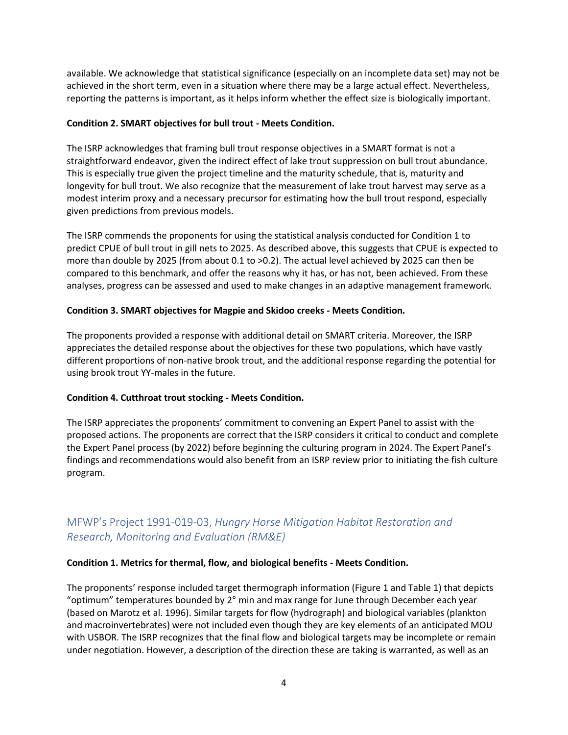available. We acknowledge that statistical significance (especially on an incomplete data set) may not be achieved in the short term, even in a situation where there may be a large actual effect. Nevertheless, reporting the patterns is important, as it helps inform whether the effect size is biologically important.

**Condition 2. SMART objectives for bull trout - Meets Condition.**

The ISRP acknowledges that framing bull trout response objectives in a SMART format is not a straightforward endeavor, given the indirect effect of lake trout suppression on bull trout abundance. This is especially true given the project timeline and the maturity schedule, that is, maturity and longevity for bull trout. We also recognize that the measurement of lake trout harvest may serve as a modest interim proxy and a necessary precursor for estimating how the bull trout respond, especially given predictions from previous models.

The ISRP commends the proponents for using the statistical analysis conducted for Condition 1 to predict CPUE of bull trout in gill nets to 2025. As described above, this suggests that CPUE is expected to more than double by 2025 (from about 0.1 to >0.2). The actual level achieved by 2025 can then be compared to this benchmark, and offer the reasons why it has, or has not, been achieved. From these analyses, progress can be assessed and used to make changes in an adaptive management framework.

**Condition 3. SMART objectives for Magpie and Skidoo creeks - Meets Condition.**

The proponents provided a response with additional detail on SMART criteria. Moreover, the ISRP appreciates the detailed response about the objectives for these two populations, which have vastly different proportions of non-native brook trout, and the additional response regarding the potential for using brook trout YY-males in the future.

**Condition 4. Cutthroat trout stocking - Meets Condition.**

The ISRP appreciates the proponents' commitment to convening an Expert Panel to assist with the proposed actions. The proponents are correct that the ISRP considers it critical to conduct and complete the Expert Panel process (by 2022) before beginning the culturing program in 2024. The Expert Panel's findings and recommendations would also benefit from an ISRP review prior to initiating the fish culture program.

## MFWP's Project 1991-019-03, *Hungry Horse Mitigation Habitat Restoration and Research, Monitoring and Evaluation (RM&E)*

**Condition 1. Metrics for thermal, flow, and biological benefits - Meets Condition.**

The proponents' response included target thermograph information (Figure 1 and Table 1) that depicts "optimum" temperatures bounded by 2° min and max range for June through December each year (based on Marotz et al. 1996). Similar targets for flow (hydrograph) and biological variables (plankton and macroinvertebrates) were not included even though they are key elements of an anticipated MOU with USBOR. The ISRP recognizes that the final flow and biological targets may be incomplete or remain under negotiation. However, a description of the direction these are taking is warranted, as well as an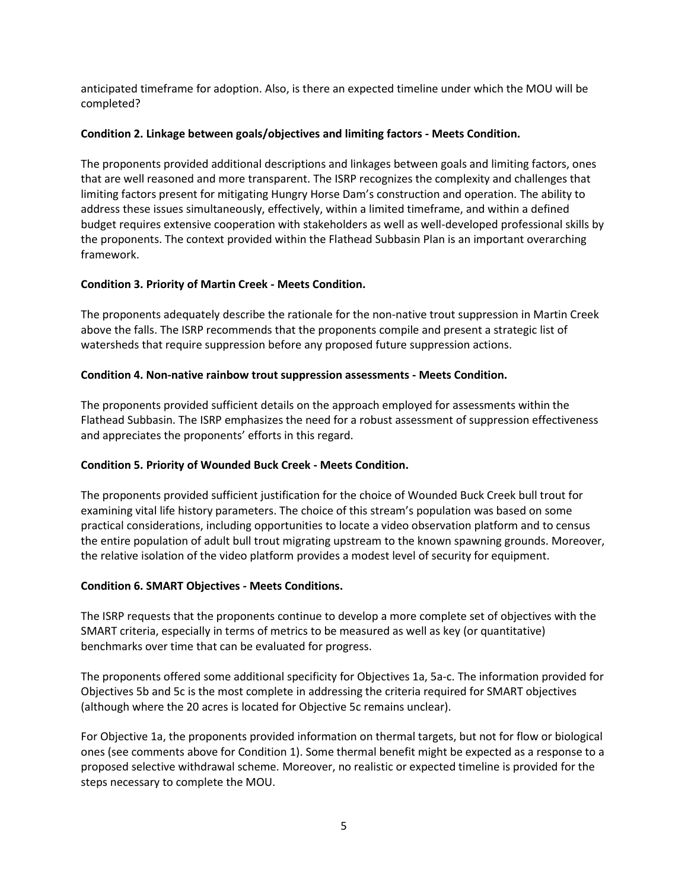anticipated timeframe for adoption. Also, is there an expected timeline under which the MOU will be completed?

**Condition 2. Linkage between goals/objectives and limiting factors - Meets Condition.**

The proponents provided additional descriptions and linkages between goals and limiting factors, ones that are well reasoned and more transparent. The ISRP recognizes the complexity and challenges that limiting factors present for mitigating Hungry Horse Dam's construction and operation. The ability to address these issues simultaneously, effectively, within a limited timeframe, and within a defined budget requires extensive cooperation with stakeholders as well as well-developed professional skills by the proponents. The context provided within the Flathead Subbasin Plan is an important overarching framework.

**Condition 3. Priority of Martin Creek - Meets Condition.**

The proponents adequately describe the rationale for the non-native trout suppression in Martin Creek above the falls. The ISRP recommends that the proponents compile and present a strategic list of watersheds that require suppression before any proposed future suppression actions.

**Condition 4. Non-native rainbow trout suppression assessments - Meets Condition.**

The proponents provided sufficient details on the approach employed for assessments within the Flathead Subbasin. The ISRP emphasizes the need for a robust assessment of suppression effectiveness and appreciates the proponents' efforts in this regard.

**Condition 5. Priority of Wounded Buck Creek - Meets Condition.**

The proponents provided sufficient justification for the choice of Wounded Buck Creek bull trout for examining vital life history parameters. The choice of this stream's population was based on some practical considerations, including opportunities to locate a video observation platform and to census the entire population of adult bull trout migrating upstream to the known spawning grounds. Moreover, the relative isolation of the video platform provides a modest level of security for equipment.

**Condition 6. SMART Objectives - Meets Conditions.**

The ISRP requests that the proponents continue to develop a more complete set of objectives with the SMART criteria, especially in terms of metrics to be measured as well as key (or quantitative) benchmarks over time that can be evaluated for progress.

The proponents offered some additional specificity for Objectives 1a, 5a-c. The information provided for Objectives 5b and 5c is the most complete in addressing the criteria required for SMART objectives (although where the 20 acres is located for Objective 5c remains unclear).

For Objective 1a, the proponents provided information on thermal targets, but not for flow or biological ones (see comments above for Condition 1). Some thermal benefit might be expected as a response to a proposed selective withdrawal scheme. Moreover, no realistic or expected timeline is provided for the steps necessary to complete the MOU.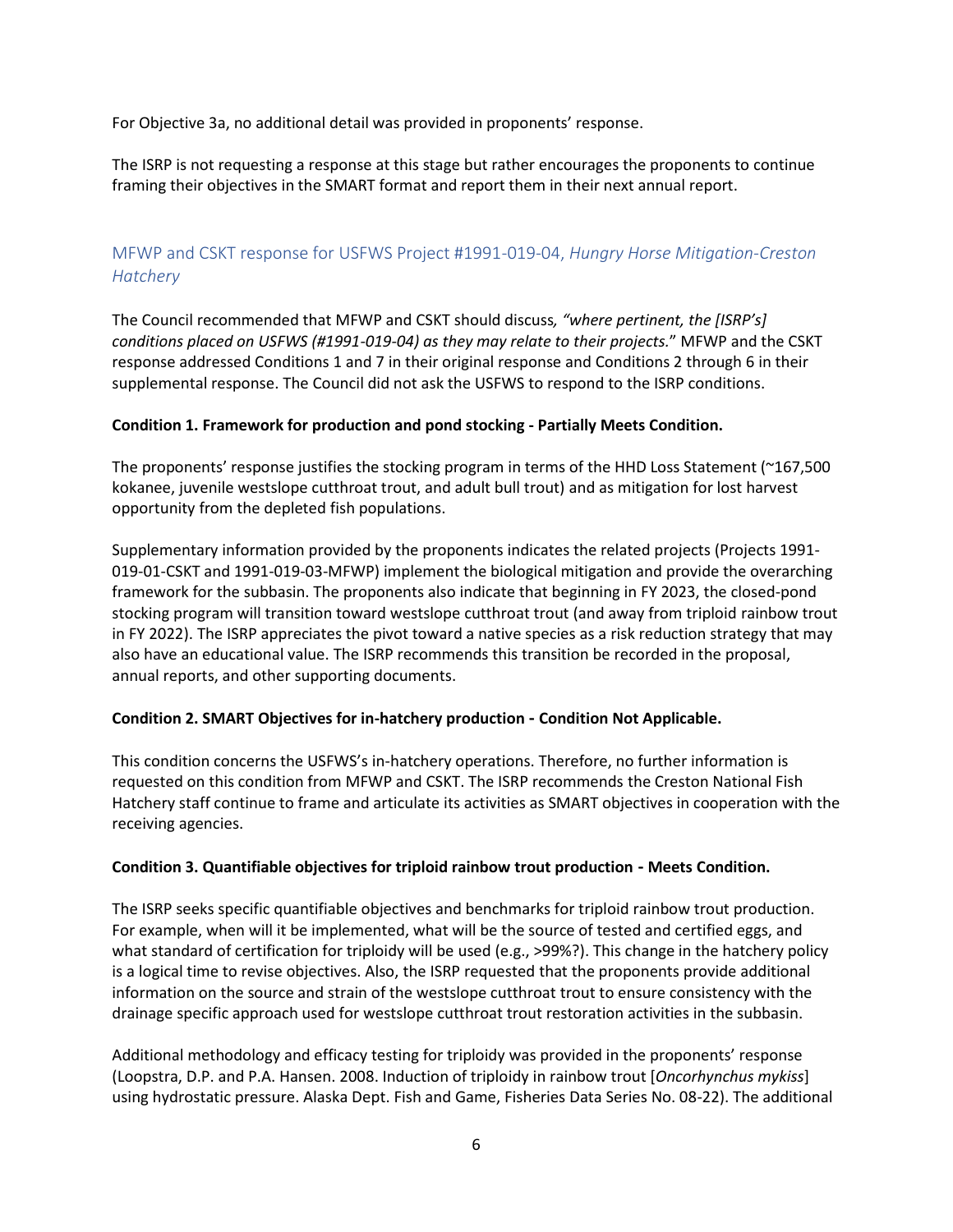For Objective 3a, no additional detail was provided in proponents' response.

The ISRP is not requesting a response at this stage but rather encourages the proponents to continue framing their objectives in the SMART format and report them in their next annual report.

## MFWP and CSKT response for USFWS Project #1991-019-04, *Hungry Horse Mitigation-Creston Hatchery*

The Council recommended that MFWP and CSKT should discuss*, "where pertinent, the [ISRP's] conditions placed on USFWS (#1991-019-04) as they may relate to their projects.*" MFWP and the CSKT response addressed Conditions 1 and 7 in their original response and Conditions 2 through 6 in their supplemental response. The Council did not ask the USFWS to respond to the ISRP conditions.

**Condition 1. Framework for production and pond stocking - Partially Meets Condition.**

The proponents' response justifies the stocking program in terms of the HHD Loss Statement (~167,500 kokanee, juvenile westslope cutthroat trout, and adult bull trout) and as mitigation for lost harvest opportunity from the depleted fish populations.

Supplementary information provided by the proponents indicates the related projects (Projects 1991-019-01-CSKT and 1991-019-03-MFWP) implement the biological mitigation and provide the overarching framework for the subbasin. The proponents also indicate that beginning in FY 2023, the closed-pond stocking program will transition toward westslope cutthroat trout (and away from triploid rainbow trout in FY 2022). The ISRP appreciates the pivot toward a native species as a risk reduction strategy that may also have an educational value. The ISRP recommends this transition be recorded in the proposal, annual reports, and other supporting documents.

**Condition 2. SMART Objectives for in-hatchery production - Condition Not Applicable.**

This condition concerns the USFWS's in-hatchery operations. Therefore, no further information is requested on this condition from MFWP and CSKT. The ISRP recommends the Creston National Fish Hatchery staff continue to frame and articulate its activities as SMART objectives in cooperation with the receiving agencies.

**Condition 3. Quantifiable objectives for triploid rainbow trout production - Meets Condition.**

The ISRP seeks specific quantifiable objectives and benchmarks for triploid rainbow trout production. For example, when will it be implemented, what will be the source of tested and certified eggs, and what standard of certification for triploidy will be used (e.g., >99%?). This change in the hatchery policy is a logical time to revise objectives. Also, the ISRP requested that the proponents provide additional information on the source and strain of the westslope cutthroat trout to ensure consistency with the drainage specific approach used for westslope cutthroat trout restoration activities in the subbasin.

Additional methodology and efficacy testing for triploidy was provided in the proponents' response (Loopstra, D.P. and P.A. Hansen. 2008. Induction of triploidy in rainbow trout [*Oncorhynchus mykiss*] using hydrostatic pressure. Alaska Dept. Fish and Game, Fisheries Data Series No. 08-22). The additional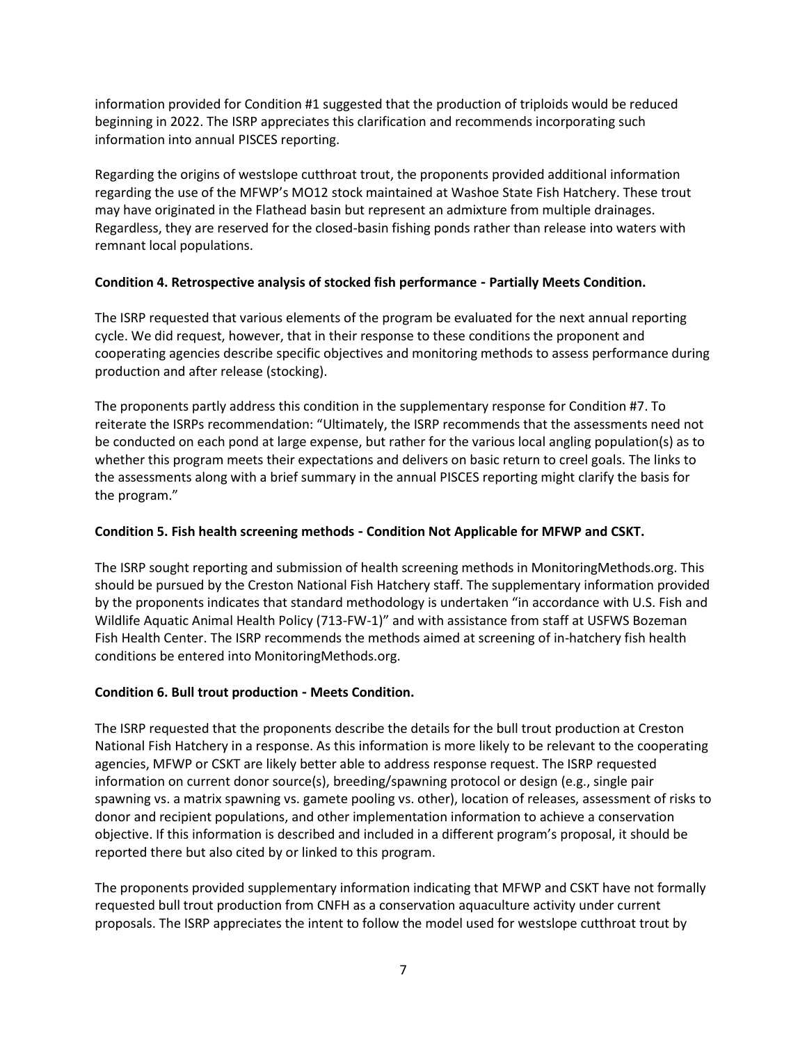information provided for Condition #1 suggested that the production of triploids would be reduced beginning in 2022. The ISRP appreciates this clarification and recommends incorporating such information into annual PISCES reporting.

Regarding the origins of westslope cutthroat trout, the proponents provided additional information regarding the use of the MFWP's MO12 stock maintained at Washoe State Fish Hatchery. These trout may have originated in the Flathead basin but represent an admixture from multiple drainages. Regardless, they are reserved for the closed-basin fishing ponds rather than release into waters with remnant local populations.

**Condition 4. Retrospective analysis of stocked fish performance - Partially Meets Condition.**

The ISRP requested that various elements of the program be evaluated for the next annual reporting cycle. We did request, however, that in their response to these conditions the proponent and cooperating agencies describe specific objectives and monitoring methods to assess performance during production and after release (stocking).

The proponents partly address this condition in the supplementary response for Condition #7. To reiterate the ISRPs recommendation: "Ultimately, the ISRP recommends that the assessments need not be conducted on each pond at large expense, but rather for the various local angling population(s) as to whether this program meets their expectations and delivers on basic return to creel goals. The links to the assessments along with a brief summary in the annual PISCES reporting might clarify the basis for the program."

**Condition 5. Fish health screening methods - Condition Not Applicable for MFWP and CSKT.**

The ISRP sought reporting and submission of health screening methods in MonitoringMethods.org. This should be pursued by the Creston National Fish Hatchery staff. The supplementary information provided by the proponents indicates that standard methodology is undertaken "in accordance with U.S. Fish and Wildlife Aquatic Animal Health Policy (713-FW-1)" and with assistance from staff at USFWS Bozeman Fish Health Center. The ISRP recommends the methods aimed at screening of in-hatchery fish health conditions be entered into MonitoringMethods.org.

**Condition 6. Bull trout production - Meets Condition.**

The ISRP requested that the proponents describe the details for the bull trout production at Creston National Fish Hatchery in a response. As this information is more likely to be relevant to the cooperating agencies, MFWP or CSKT are likely better able to address response request. The ISRP requested information on current donor source(s), breeding/spawning protocol or design (e.g., single pair spawning vs. a matrix spawning vs. gamete pooling vs. other), location of releases, assessment of risks to donor and recipient populations, and other implementation information to achieve a conservation objective. If this information is described and included in a different program's proposal, it should be reported there but also cited by or linked to this program.

The proponents provided supplementary information indicating that MFWP and CSKT have not formally requested bull trout production from CNFH as a conservation aquaculture activity under current proposals. The ISRP appreciates the intent to follow the model used for westslope cutthroat trout by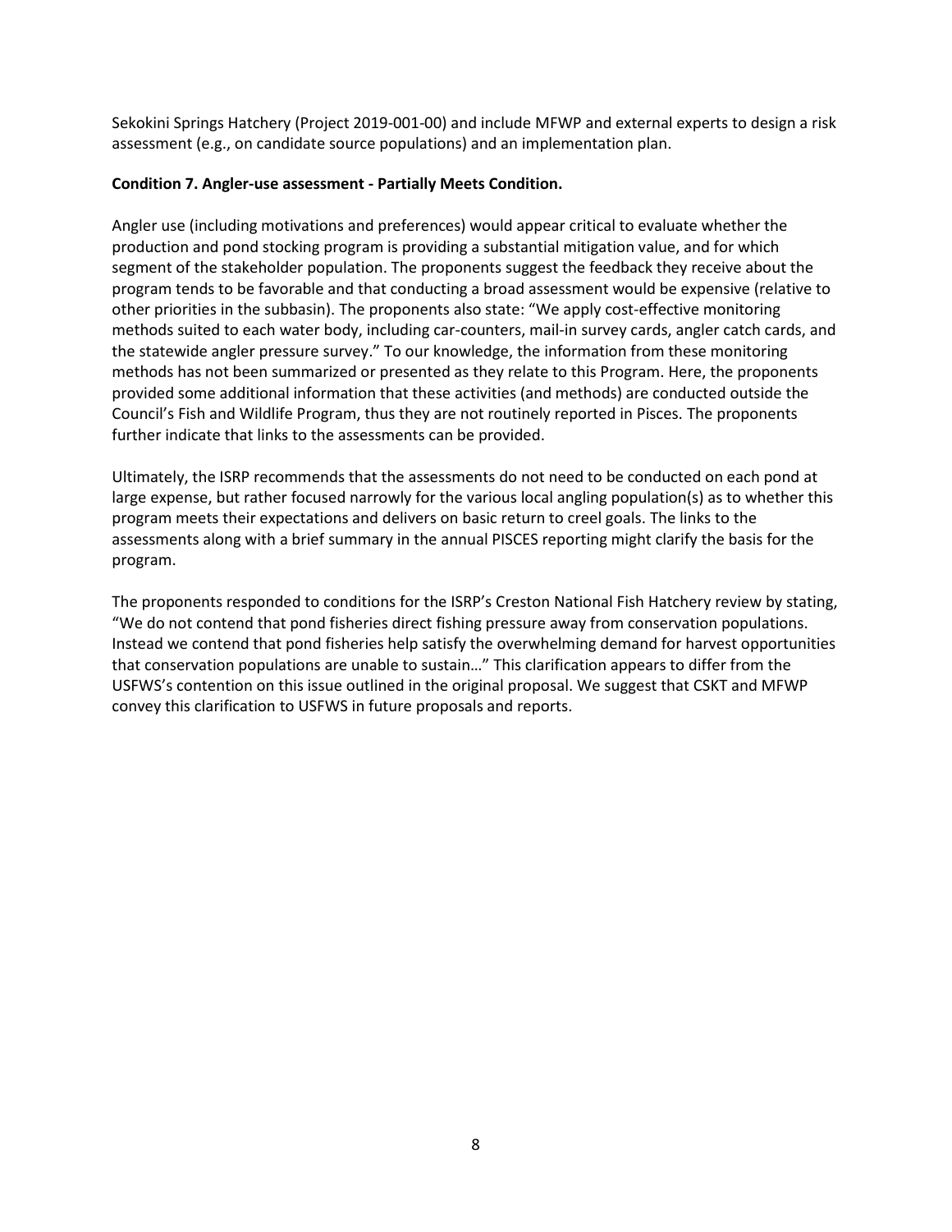Sekokini Springs Hatchery (Project 2019-001-00) and include MFWP and external experts to design a risk assessment (e.g., on candidate source populations) and an implementation plan.

**Condition 7. Angler-use assessment - Partially Meets Condition.**

Angler use (including motivations and preferences) would appear critical to evaluate whether the production and pond stocking program is providing a substantial mitigation value, and for which segment of the stakeholder population. The proponents suggest the feedback they receive about the program tends to be favorable and that conducting a broad assessment would be expensive (relative to other priorities in the subbasin). The proponents also state: "We apply cost-effective monitoring methods suited to each water body, including car-counters, mail-in survey cards, angler catch cards, and the statewide angler pressure survey." To our knowledge, the information from these monitoring methods has not been summarized or presented as they relate to this Program. Here, the proponents provided some additional information that these activities (and methods) are conducted outside the Council's Fish and Wildlife Program, thus they are not routinely reported in Pisces. The proponents further indicate that links to the assessments can be provided.

Ultimately, the ISRP recommends that the assessments do not need to be conducted on each pond at large expense, but rather focused narrowly for the various local angling population(s) as to whether this program meets their expectations and delivers on basic return to creel goals. The links to the assessments along with a brief summary in the annual PISCES reporting might clarify the basis for the program.

The proponents responded to conditions for the ISRP's Creston National Fish Hatchery review by stating, "We do not contend that pond fisheries direct fishing pressure away from conservation populations. Instead we contend that pond fisheries help satisfy the overwhelming demand for harvest opportunities that conservation populations are unable to sustain…" This clarification appears to differ from the USFWS's contention on this issue outlined in the original proposal. We suggest that CSKT and MFWP convey this clarification to USFWS in future proposals and reports.